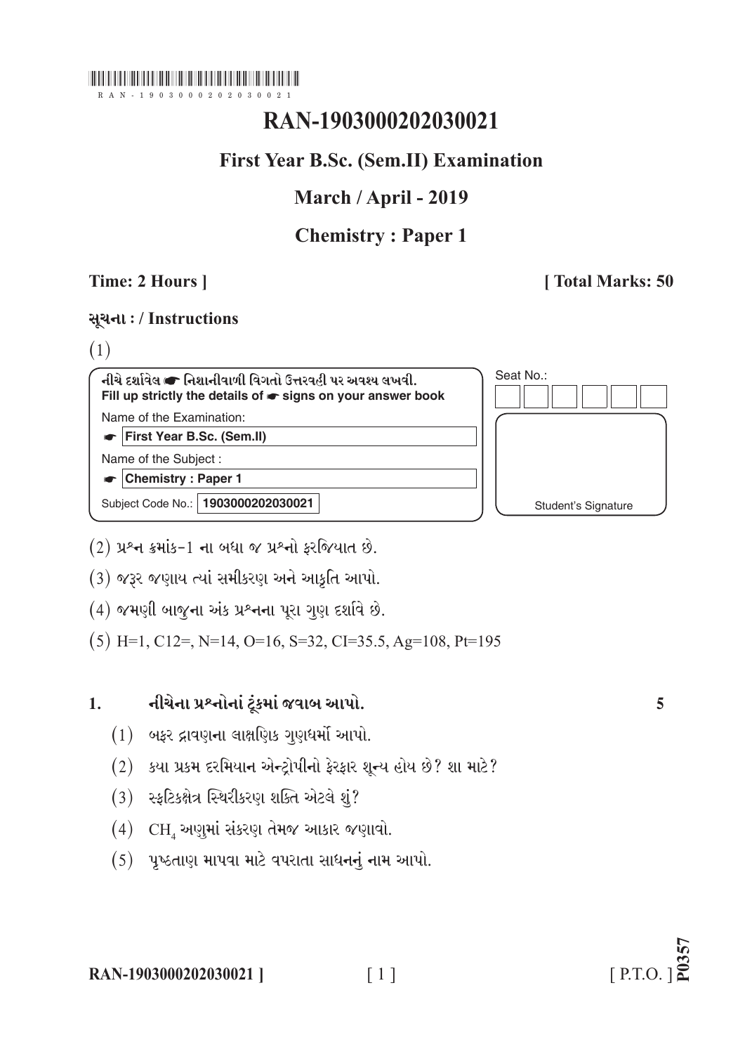RAN-1903000202030021

# RAN-1903000202030021

## First Year B.Sc. (Sem.II) Examination

## March / April - 2019

## Chemistry : Paper 1

**Time: 2 Hours ]** **[ Total Marks: 50**

**સૂચના : / Instructions**

(1)

| નીચે દર્શાવેલ ☛ નિશાનીવાળી વિગતો ઉત્તરવહી પર અવશ્ય લખવી. **Fill up strictly the details of ☛ signs on your answer book** | Seat No.: |
|---|---|
| Name of the Examination: ☛ **First Year B.Sc. (Sem.II)** | |
| Name of the Subject : ☛ **Chemistry : Paper 1** | |
| Subject Code No.: **1903000202030021** | Student's Signature |

(2) પ્રશ્ન ક્રમાંક-1 ના બધા જ પ્રશ્નો ફરજિયાત છે.

(3) જરૂર જણાય ત્યાં સમીકરણ અને આકૃતિ આપો.

(4) જમણી બાજુના અંક પ્રશ્નના પૂરા ગુણ દર્શાવે છે.

(5) H=1, C12=, N=14, O=16, S=32, Cl=35.5, Ag=108, Pt=195

**1. નીચેના પ્રશ્નોનાં ટૂંકમાં જવાબ આપો.** **5**

(1) બફર દ્રાવણના લાક્ષણિક ગુણધર્મો આપો.

(2) કયા પ્રકમ દરમિયાન એન્ટ્રોપીનો ફેરફાર શૂન્ય હોય છે? શા માટે?

(3) સ્ફટિકક્ષેત્ર સ્થિરીકરણ શક્તિ એટલે શું?

(4) $CH_4$ અણુમાં સંકરણ તેમજ આકાર જણાવો.

(5) પૃષ્ઠતાણ માપવા માટે વપરાતા સાધનનું નામ આપો.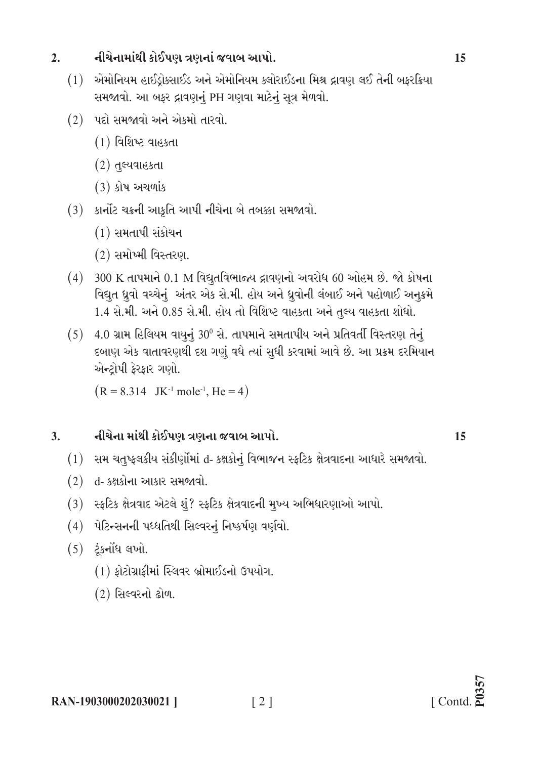**2. નીચેનામાંથી કોઈપણ ત્રણનાં જવાબ આપો.** **15**

(1) એમોનિયમ હાઈડ્રોક્સાઈડ અને એમોનિયમ ક્લોરાઈડના મિશ્ર દ્રાવણ લઈ તેની બફરક્રિયા સમજાવો. આ બફર દ્રાવણનું PH ગણવા માટેનું સૂત્ર મેળવો.

(2) પદો સમજાવો અને એકમો તારવો.

  (1) વિશિષ્ટ વાહકતા

  (2) તુલ્યવાહકતા

  (3) કોષ અચળાંક

(3) કાર્નોટ ચક્રની આકૃતિ આપી નીચેના બે તબક્કા સમજાવો.

  (1) સમતાપી સંકોચન

  (2) સમોષ્મી વિસ્તરણ.

(4) 300 K તાપમાને 0.1 M વિદ્યુતવિભાજ્ય દ્રાવણનો અવરોધ 60 ઓહમ છે. જો કોષના વિદ્યુત ધ્રુવો વચ્ચેનું અંતર એક સે.મી. હોય અને ધ્રુવોની લંબાઈ અને પહોળાઈ અનુક્રમે 1.4 સે.મી. અને 0.85 સે.મી. હોય તો વિશિષ્ટ વાહકતા અને તુલ્ય વાહકતા શોધો.

(5) 4.0 ગ્રામ હિલિયમ વાયુનું $30^0$ સે. તાપમાને સમતાપીય અને પ્રતિવર્તી વિસ્તરણ તેનું દબાણ એક વાતાવરણથી દશ ગણું વધે ત્યાં સુધી કરવામાં આવે છે. આ પ્રક્રમ દરમિયાન એન્ટ્રોપી ફેરફાર ગણો.

  $(R = 8.314 \ \ JK^{-1} \ mole^{-1}, He = 4)$

**3. નીચેના માંથી કોઈપણ ત્રણના જવાબ આપો.** **15**

(1) સમ ચતુષ્ફલકીય સંકીર્ણોમાં d- કક્ષકોનું વિભાજન સ્ફટિક ક્ષેત્રવાદના આધારે સમજાવો.

(2) d- કક્ષકોના આકાર સમજાવો.

(3) સ્ફટિક ક્ષેત્રવાદ એટલે શું? સ્ફટિક ક્ષેત્રવાદની મુખ્ય અભિધારણાઓ આપો.

(4) પેટિન્સનની પધ્ધતિથી સિલ્વરનું નિષ્કર્ષણ વર્ણવો.

(5) ટૂંકનોંધ લખો.

  (1) ફોટોગ્રાફીમાં સ્લિવર બ્રોમાઈડનો ઉપયોગ.

  (2) સિલ્વરનો ઢોળ.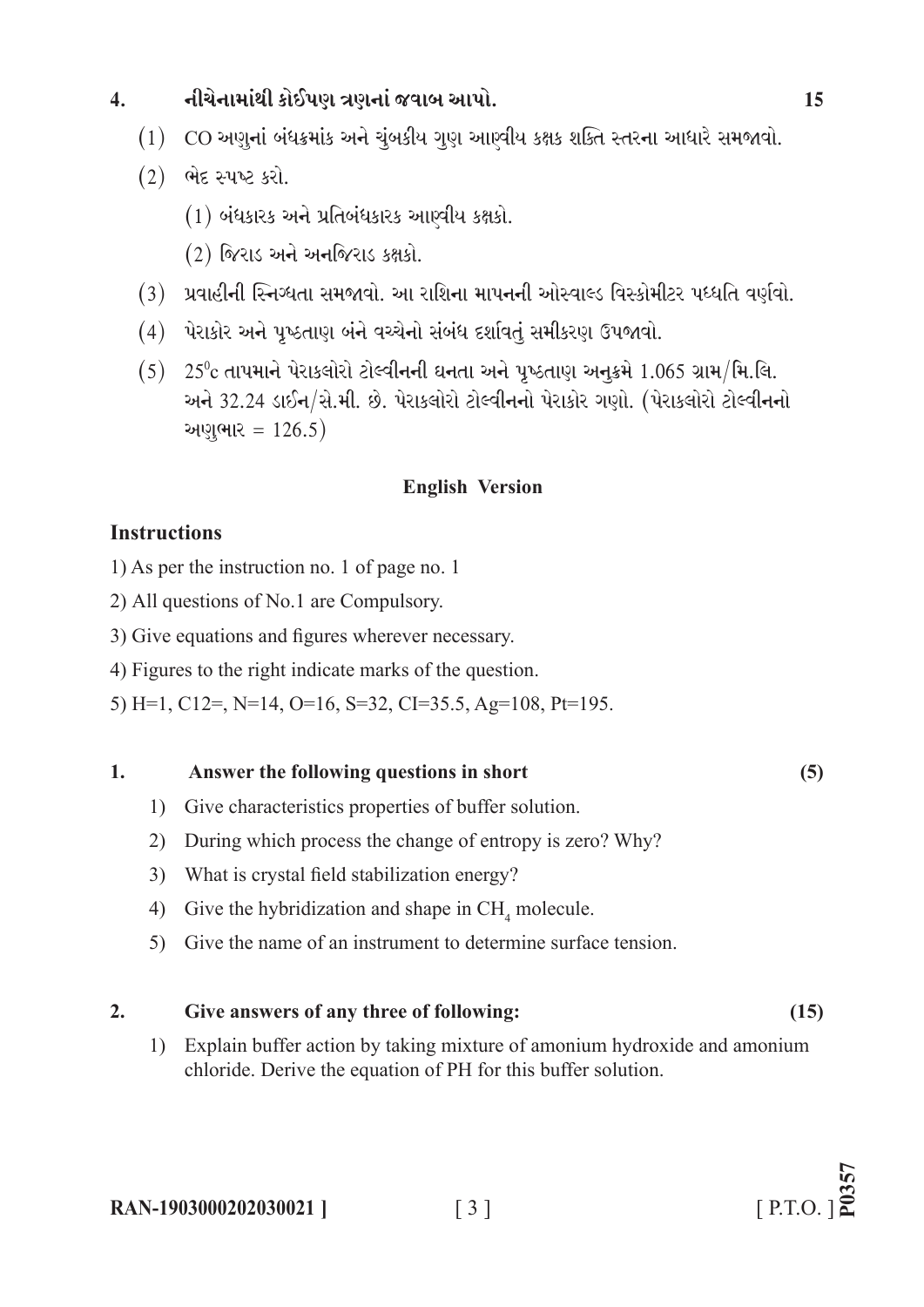**4. નીચેનામાંથી કોઈપણ ત્રણનાં જવાબ આપો. 15**

(1) CO અણુનાં બંધક્રમાંક અને ચુંબકીય ગુણ આણ્વીય કક્ષક શક્તિ સ્તરના આધારે સમજાવો.

(2) ભેદ સ્પષ્ટ કરો.

  (1) બંધકારક અને પ્રતિબંધકારક આણ્વીય કક્ષકો.

  (2) જિરાડ અને અનજિરાડ કક્ષકો.

(3) પ્રવાહીની સ્નિગ્ધતા સમજાવો. આ રાશિના માપનની ઓસ્વાલ્ડ વિસ્કોમીટર પધ્ધતિ વર્ણવો.

(4) પેરાકોર અને પૃષ્ઠતાણ બંને વચ્ચેનો સંબંધ દર્શાવતું સમીકરણ ઉપજાવો.

(5) $25^0c$ તાપમાને પેરાક્લોરો ટોલ્વીનની ઘનતા અને પૃષ્ઠતાણ અનુક્રમે 1.065 ગ્રામ/મિ.લિ. અને 32.24 ડાઈન/સે.મી. છે. પેરાક્લોરો ટોલ્વીનનો પેરાકોર ગણો. (પેરાક્લોરો ટોલ્વીનનો અણુભાર = 126.5)

## English Version

### Instructions

1) As per the instruction no. 1 of page no. 1

2) All questions of No.1 are Compulsory.

3) Give equations and figures wherever necessary.

4) Figures to the right indicate marks of the question.

5) H=1, C12=, N=14, O=16, S=32, CI=35.5, Ag=108, Pt=195.

**1. Answer the following questions in short (5)**

1) Give characteristics properties of buffer solution.

2) During which process the change of entropy is zero? Why?

3) What is crystal field stabilization energy?

4) Give the hybridization and shape in $CH_4$ molecule.

5) Give the name of an instrument to determine surface tension.

**2. Give answers of any three of following: (15)**

1) Explain buffer action by taking mixture of amonium hydroxide and amonium chloride. Derive the equation of PH for this buffer solution.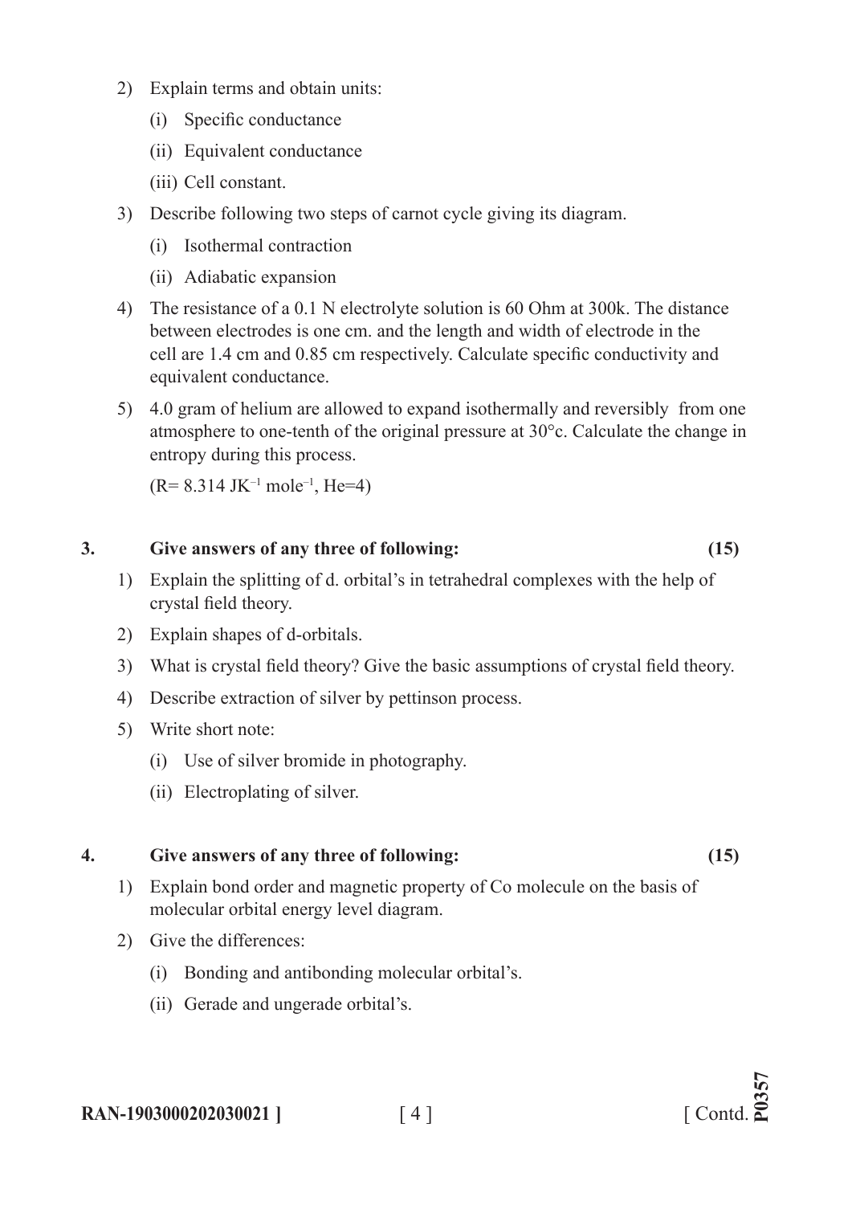2) Explain terms and obtain units:

   (i) Specific conductance

   (ii) Equivalent conductance

   (iii) Cell constant.

3) Describe following two steps of carnot cycle giving its diagram.

   (i) Isothermal contraction

   (ii) Adiabatic expansion

4) The resistance of a 0.1 N electrolyte solution is 60 Ohm at 300k. The distance between electrodes is one cm. and the length and width of electrode in the cell are 1.4 cm and 0.85 cm respectively. Calculate specific conductivity and equivalent conductance.

5) 4.0 gram of helium are allowed to expand isothermally and reversibly from one atmosphere to one-tenth of the original pressure at 30°c. Calculate the change in entropy during this process.

   (R= 8.314 $JK^{-1}$ $mole^{-1}$, He=4)

**3. Give answers of any three of following: (15)**

1) Explain the splitting of d. orbital's in tetrahedral complexes with the help of crystal field theory.

2) Explain shapes of d-orbitals.

3) What is crystal field theory? Give the basic assumptions of crystal field theory.

4) Describe extraction of silver by pettinson process.

5) Write short note:

   (i) Use of silver bromide in photography.

   (ii) Electroplating of silver.

**4. Give answers of any three of following: (15)**

1) Explain bond order and magnetic property of Co molecule on the basis of molecular orbital energy level diagram.

2) Give the differences:

   (i) Bonding and antibonding molecular orbital's.

   (ii) Gerade and ungerade orbital's.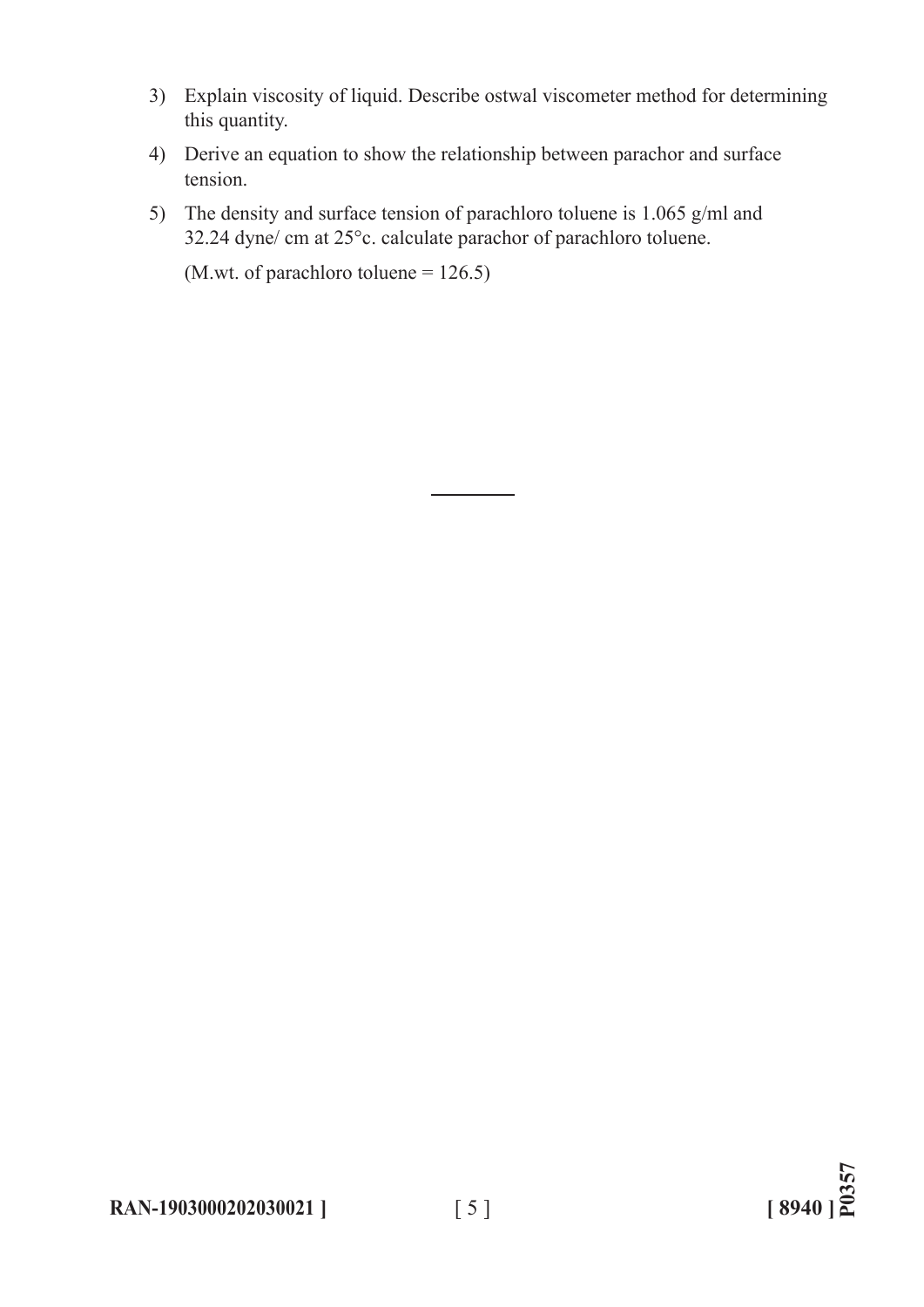3) Explain viscosity of liquid. Describe ostwal viscometer method for determining this quantity.

4) Derive an equation to show the relationship between parachor and surface tension.

5) The density and surface tension of parachloro toluene is 1.065 g/ml and 32.24 dyne/ cm at 25°c. calculate parachor of parachloro toluene.

   (M.wt. of parachloro toluene = 126.5)